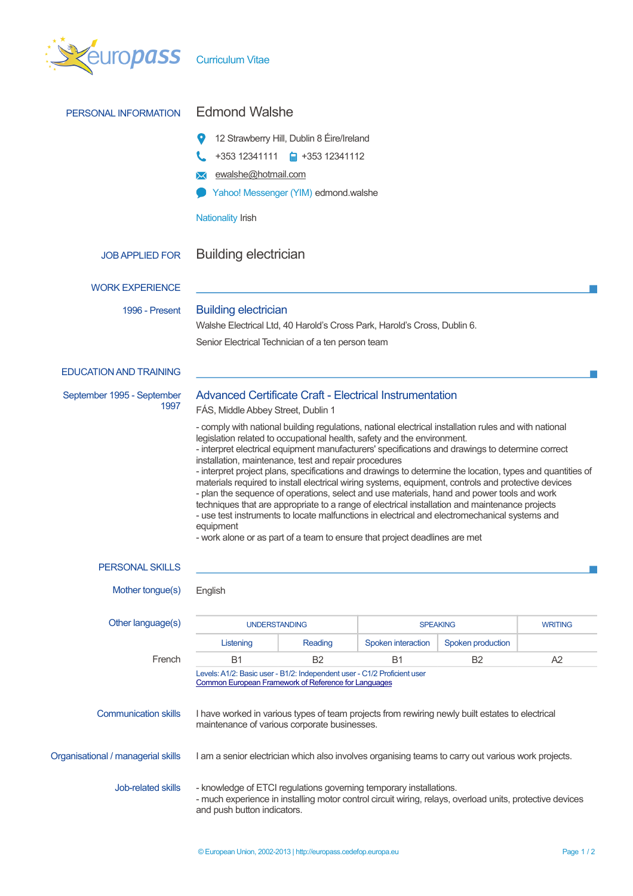europass Curriculum Vitae

## PERSONAL INFORMATION

# Edmond Walshe

12 Strawberry Hill, Dublin 8 Éire/Ireland

+353 12341111 +353 12341112

ewalshe@hotmail.com

Yahoo! Messenger (YIM) edmond.walshe

Nationality Irish

## JOB APPLIED FOR

Building electrician

## WORK EXPERIENCE

**1996 - Present**

### Building electrician

Walshe Electrical Ltd, 40 Harold's Cross Park, Harold's Cross, Dublin 6.

Senior Electrical Technician of a ten person team

## EDUCATION AND TRAINING

**September 1995 - September 1997**

### Advanced Certificate Craft - Electrical Instrumentation

FÁS, Middle Abbey Street, Dublin 1

- comply with national building regulations, national electrical installation rules and with national legislation related to occupational health, safety and the environment.
- interpret electrical equipment manufacturers' specifications and drawings to determine correct installation, maintenance, test and repair procedures
- interpret project plans, specifications and drawings to determine the location, types and quantities of materials required to install electrical wiring systems, equipment, controls and protective devices
- plan the sequence of operations, select and use materials, hand and power tools and work techniques that are appropriate to a range of electrical installation and maintenance projects
- use test instruments to locate malfunctions in electrical and electromechanical systems and equipment
- work alone or as part of a team to ensure that project deadlines are met

## PERSONAL SKILLS

**Mother tongue(s)** English

**Other language(s)**

| | UNDERSTANDING | | SPEAKING | | WRITING |
|---|---|---|---|---|---|
| | Listening | Reading | Spoken interaction | Spoken production | |
| French | B1 | B2 | B1 | B2 | A2 |

Levels: A1/2: Basic user - B1/2: Independent user - C1/2 Proficient user
Common European Framework of Reference for Languages

**Communication skills**

I have worked in various types of team projects from rewiring newly built estates to electrical maintenance of various corporate businesses.

**Organisational / managerial skills**

I am a senior electrician which also involves organising teams to carry out various work projects.

**Job-related skills**

- knowledge of ETCI regulations governing temporary installations.
- much experience in installing motor control circuit wiring, relays, overload units, protective devices and push button indicators.

© European Union, 2002-2013 | http://europass.cedefop.europa.eu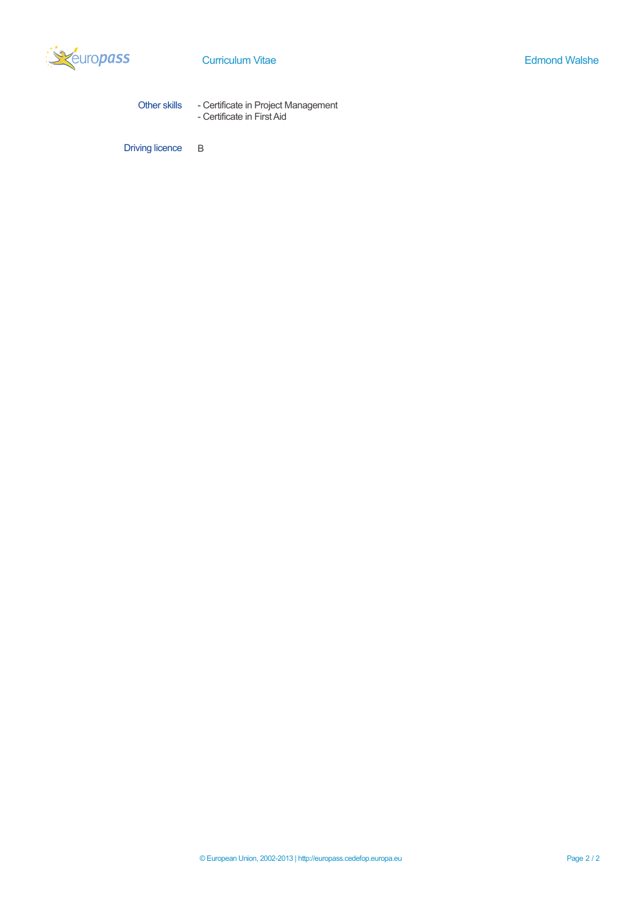| | |
|---|---|
| Other skills | - Certificate in Project Management<br>- Certificate in First Aid |
| Driving licence | B |